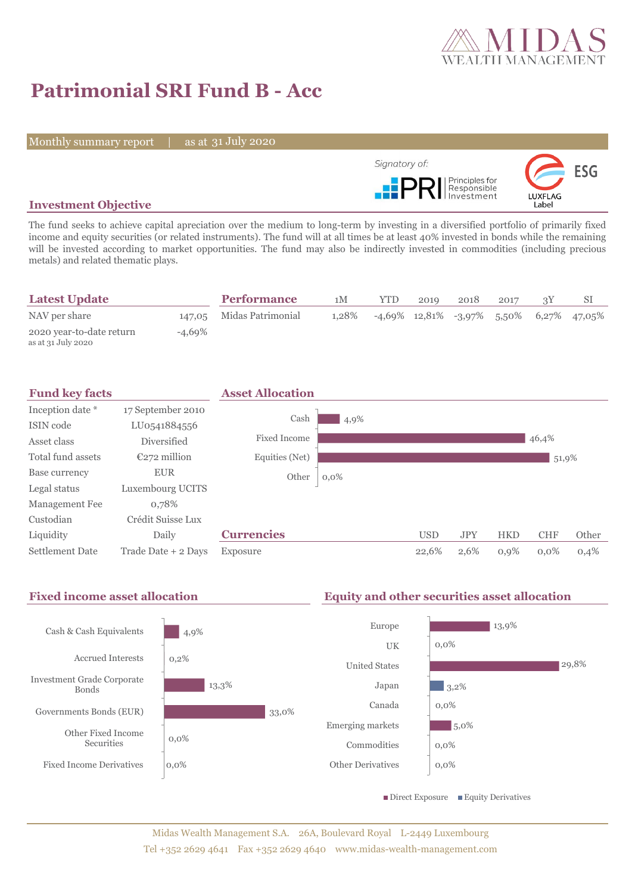# Patrimonial SRI Fund B - Acc

Monthly summary report | as at 31 July 2020

Signatory of: PRI Principles for Responsible Investment

ESG LUXFLAG Label

## Investment Objective

The fund seeks to achieve capital apreciation over the medium to long-term by investing in a diversified portfolio of primarily fixed income and equity securities (or related instruments). The fund will at all times be at least 40% invested in bonds while the remaining will be invested according to market opportunities. The fund may also be indirectly invested in commodities (including precious metals) and related thematic plays.

## Latest Update

| | |
|---|---|
| NAV per share | 147,05 |
| 2020 year-to-date return<br>as at 31 July 2020 | -4,69% |

## Performance

| | 1M | YTD | 2019 | 2018 | 2017 | 3Y | SI |
|---|---|---|---|---|---|---|---|
| Midas Patrimonial | 1,28% | -4,69% | 12,81% | -3,97% | 5,50% | 6,27% | 47,05% |

## Fund key facts

| | |
|---|---|
| Inception date * | 17 September 2010 |
| ISIN code | LU0541884556 |
| Asset class | Diversified |
| Total fund assets | €272 million |
| Base currency | EUR |
| Legal status | Luxembourg UCITS |
| Management Fee | 0,78% |
| Custodian | Crédit Suisse Lux |
| Liquidity | Daily |
| Settlement Date | Trade Date + 2 Days |

## Asset Allocation

| | |
|---|---|
| Cash | 4,9% |
| Fixed Income | 46,4% |
| Equities (Net) | 51,9% |
| Other | 0,0% |

## Currencies

| | USD | JPY | HKD | CHF | Other |
|---|---|---|---|---|---|
| Exposure | 22,6% | 2,6% | 0,9% | 0,0% | 0,4% |

## Fixed income asset allocation

| | |
|---|---|
| Cash & Cash Equivalents | 4,9% |
| Accrued Interests | 0,2% |
| Investment Grade Corporate Bonds | 13,3% |
| Governments Bonds (EUR) | 33,0% |
| Other Fixed Income Securities | 0,0% |
| Fixed Income Derivatives | 0,0% |

## Equity and other securities asset allocation

| | |
|---|---|
| Europe | 13,9% |
| UK | 0,0% |
| United States | 29,8% |
| Japan | 3,2% |
| Canada | 0,0% |
| Emerging markets | 5,0% |
| Commodities | 0,0% |
| Other Derivatives | 0,0% |

■ Direct Exposure ■ Equity Derivatives

Midas Wealth Management S.A. 26A, Boulevard Royal L-2449 Luxembourg
Tel +352 2629 4641 Fax +352 2629 4640 www.midas-wealth-management.com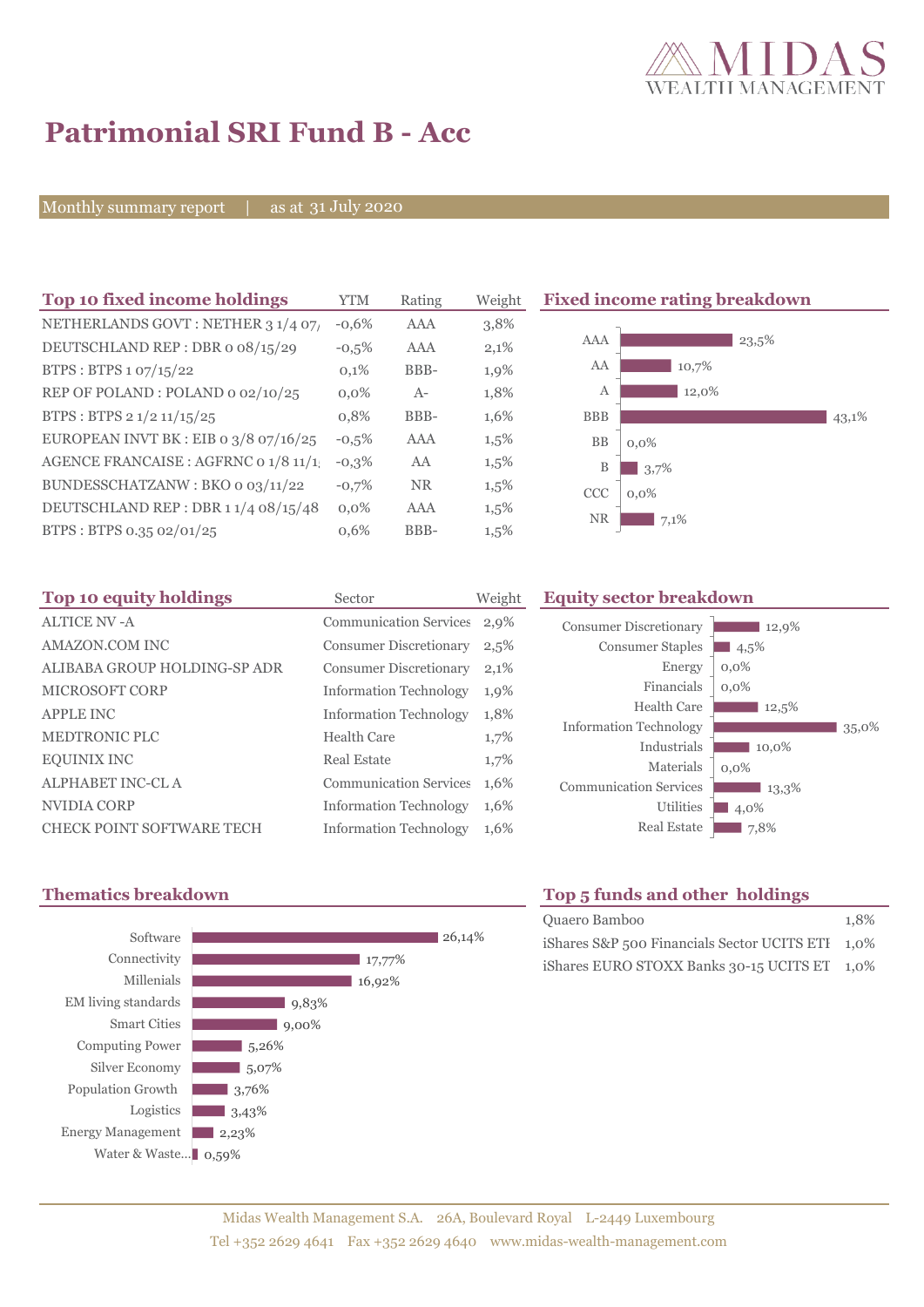# Patrimonial SRI Fund B - Acc

Monthly summary report | as at 31 July 2020

## Top 10 fixed income holdings

| Top 10 fixed income holdings | YTM | Rating | Weight |
|---|---|---|---|
| NETHERLANDS GOVT : NETHER 3 1/4 07/ | -0,6% | AAA | 3,8% |
| DEUTSCHLAND REP : DBR 0 08/15/29 | -0,5% | AAA | 2,1% |
| BTPS : BTPS 1 07/15/22 | 0,1% | BBB- | 1,9% |
| REP OF POLAND : POLAND 0 02/10/25 | 0,0% | A- | 1,8% |
| BTPS : BTPS 2 1/2 11/15/25 | 0,8% | BBB- | 1,6% |
| EUROPEAN INVT BK : EIB 0 3/8 07/16/25 | -0,5% | AAA | 1,5% |
| AGENCE FRANCAISE : AGFRNC 0 1/8 11/1 | -0,3% | AA | 1,5% |
| BUNDESSCHATZANW : BKO 0 03/11/22 | -0,7% | NR | 1,5% |
| DEUTSCHLAND REP : DBR 1 1/4 08/15/48 | 0,0% | AAA | 1,5% |
| BTPS : BTPS 0.35 02/01/25 | 0,6% | BBB- | 1,5% |

## Fixed income rating breakdown

| Rating | Weight |
|---|---|
| AAA | 23,5% |
| AA | 10,7% |
| A | 12,0% |
| BBB | 43,1% |
| BB | 0,0% |
| B | 3,7% |
| CCC | 0,0% |
| NR | 7,1% |

## Top 10 equity holdings

| Top 10 equity holdings | Sector | Weight |
|---|---|---|
| ALTICE NV -A | Communication Services | 2,9% |
| AMAZON.COM INC | Consumer Discretionary | 2,5% |
| ALIBABA GROUP HOLDING-SP ADR | Consumer Discretionary | 2,1% |
| MICROSOFT CORP | Information Technology | 1,9% |
| APPLE INC | Information Technology | 1,8% |
| MEDTRONIC PLC | Health Care | 1,7% |
| EQUINIX INC | Real Estate | 1,7% |
| ALPHABET INC-CL A | Communication Services | 1,6% |
| NVIDIA CORP | Information Technology | 1,6% |
| CHECK POINT SOFTWARE TECH | Information Technology | 1,6% |

## Equity sector breakdown

| Sector | Weight |
|---|---|
| Consumer Discretionary | 12,9% |
| Consumer Staples | 4,5% |
| Energy | 0,0% |
| Financials | 0,0% |
| Health Care | 12,5% |
| Information Technology | 35,0% |
| Industrials | 10,0% |
| Materials | 0,0% |
| Communication Services | 13,3% |
| Utilities | 4,0% |
| Real Estate | 7,8% |

## Thematics breakdown

| Theme | Weight |
|---|---|
| Software | 26,14% |
| Connectivity | 17,77% |
| Millenials | 16,92% |
| EM living standards | 9,83% |
| Smart Cities | 9,00% |
| Computing Power | 5,26% |
| Silver Economy | 5,07% |
| Population Growth | 3,76% |
| Logistics | 3,43% |
| Energy Management | 2,23% |
| Water & Waste... | 0,59% |

## Top 5 funds and other holdings

| Holding | Weight |
|---|---|
| Quaero Bamboo | 1,8% |
| iShares S&P 500 Financials Sector UCITS ETI | 1,0% |
| iShares EURO STOXX Banks 30-15 UCITS ET | 1,0% |

Midas Wealth Management S.A. 26A, Boulevard Royal L-2449 Luxembourg
Tel +352 2629 4641 Fax +352 2629 4640 www.midas-wealth-management.com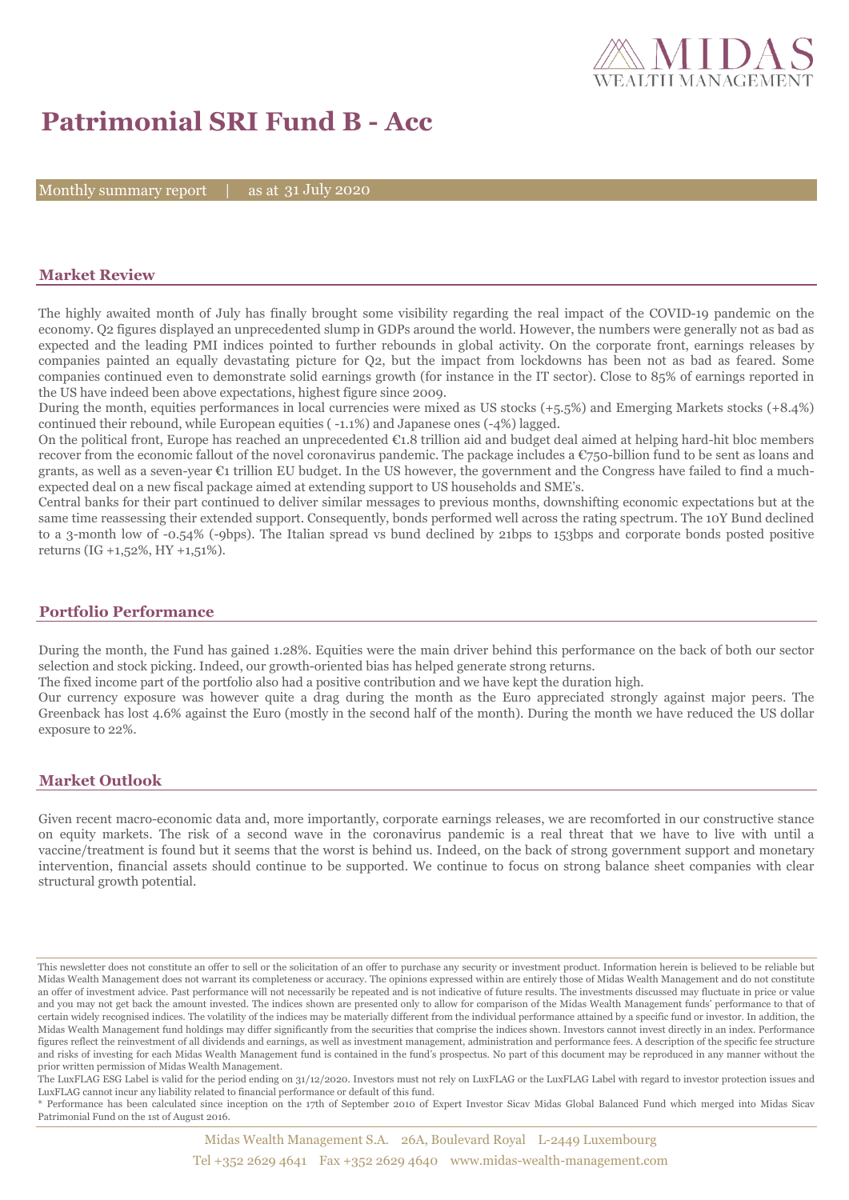// Patrimonial SRI Fund B - Acc

Monthly summary report | as at 31 July 2020

## Market Review

The highly awaited month of July has finally brought some visibility regarding the real impact of the COVID-19 pandemic on the economy. Q2 figures displayed an unprecedented slump in GDPs around the world. However, the numbers were generally not as bad as expected and the leading PMI indices pointed to further rebounds in global activity. On the corporate front, earnings releases by companies painted an equally devastating picture for Q2, but the impact from lockdowns has been not as bad as feared. Some companies continued even to demonstrate solid earnings growth (for instance in the IT sector). Close to 85% of earnings reported in the US have indeed been above expectations, highest figure since 2009.
During the month, equities performances in local currencies were mixed as US stocks (+5.5%) and Emerging Markets stocks (+8.4%) continued their rebound, while European equities ( -1.1%) and Japanese ones (-4%) lagged.
On the political front, Europe has reached an unprecedented €1.8 trillion aid and budget deal aimed at helping hard-hit bloc members recover from the economic fallout of the novel coronavirus pandemic. The package includes a €750-billion fund to be sent as loans and grants, as well as a seven-year €1 trillion EU budget. In the US however, the government and the Congress have failed to find a much-expected deal on a new fiscal package aimed at extending support to US households and SME's.
Central banks for their part continued to deliver similar messages to previous months, downshifting economic expectations but at the same time reassessing their extended support. Consequently, bonds performed well across the rating spectrum. The 10Y Bund declined to a 3-month low of -0.54% (-9bps). The Italian spread vs bund declined by 21bps to 153bps and corporate bonds posted positive returns (IG +1,52%, HY +1,51%).

## Portfolio Performance

During the month, the Fund has gained 1.28%. Equities were the main driver behind this performance on the back of both our sector selection and stock picking. Indeed, our growth-oriented bias has helped generate strong returns.
The fixed income part of the portfolio also had a positive contribution and we have kept the duration high.
Our currency exposure was however quite a drag during the month as the Euro appreciated strongly against major peers. The Greenback has lost 4.6% against the Euro (mostly in the second half of the month). During the month we have reduced the US dollar exposure to 22%.

## Market Outlook

Given recent macro-economic data and, more importantly, corporate earnings releases, we are recomforted in our constructive stance on equity markets. The risk of a second wave in the coronavirus pandemic is a real threat that we have to live with until a vaccine/treatment is found but it seems that the worst is behind us. Indeed, on the back of strong government support and monetary intervention, financial assets should continue to be supported. We continue to focus on strong balance sheet companies with clear structural growth potential.

This newsletter does not constitute an offer to sell or the solicitation of an offer to purchase any security or investment product. Information herein is believed to be reliable but Midas Wealth Management does not warrant its completeness or accuracy. The opinions expressed within are entirely those of Midas Wealth Management and do not constitute an offer of investment advice. Past performance will not necessarily be repeated and is not indicative of future results. The investments discussed may fluctuate in price or value and you may not get back the amount invested. The indices shown are presented only to allow for comparison of the Midas Wealth Management funds' performance to that of certain widely recognised indices. The volatility of the indices may be materially different from the individual performance attained by a specific fund or investor. In addition, the Midas Wealth Management fund holdings may differ significantly from the securities that comprise the indices shown. Investors cannot invest directly in an index. Performance figures reflect the reinvestment of all dividends and earnings, as well as investment management, administration and performance fees. A description of the specific fee structure and risks of investing for each Midas Wealth Management fund is contained in the fund's prospectus. No part of this document may be reproduced in any manner without the prior written permission of Midas Wealth Management.
The LuxFLAG ESG Label is valid for the period ending on 31/12/2020. Investors must not rely on LuxFLAG or the LuxFLAG Label with regard to investor protection issues and LuxFLAG cannot incur any liability related to financial performance or default of this fund.
* Performance has been calculated since inception on the 17th of September 2010 of Expert Investor Sicav Midas Global Balanced Fund which merged into Midas Sicav Patrimonial Fund on the 1st of August 2016.

Midas Wealth Management S.A. 26A, Boulevard Royal L-2449 Luxembourg
Tel +352 2629 4641 Fax +352 2629 4640 www.midas-wealth-management.com